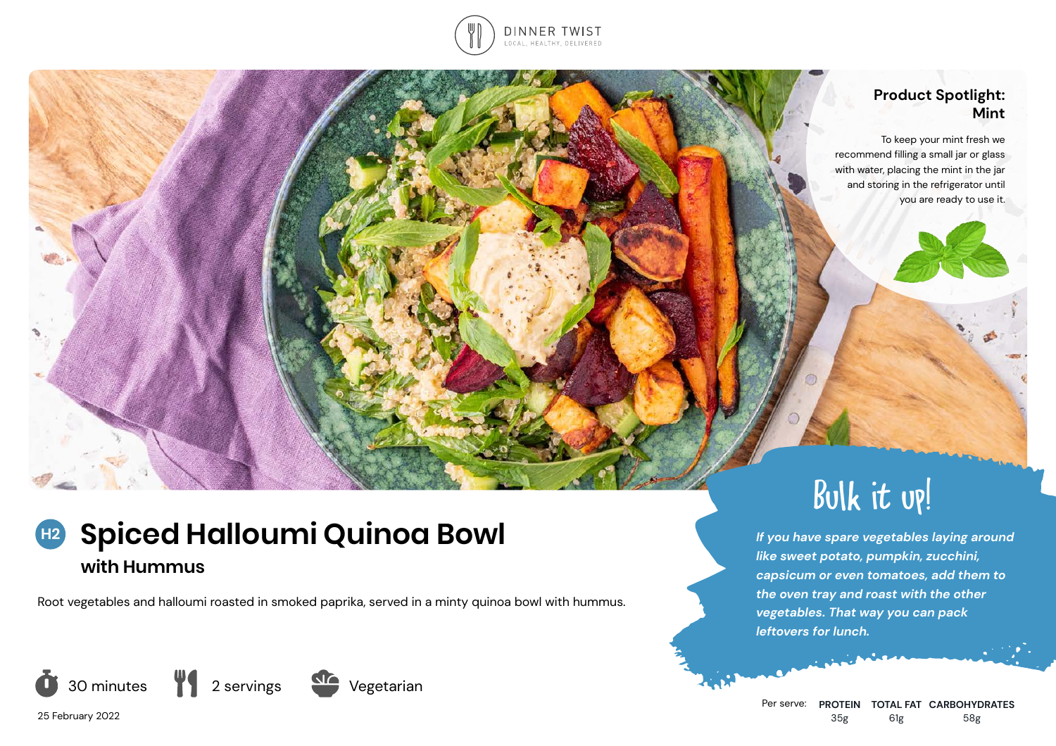DINNER TWIST
LOCAL. HEALTHY. DELIVERED

## Product Spotlight: Mint

To keep your mint fresh we recommend filling a small jar or glass with water, placing the mint in the jar and storing in the refrigerator until you are ready to use it.

# H2 Spiced Halloumi Quinoa Bowl

### with Hummus

Root vegetables and halloumi roasted in smoked paprika, served in a minty quinoa bowl with hummus.

30 minutes | 2 servings | Vegetarian

25 February 2022

## Bulk it up!

*If you have spare vegetables laying around like sweet potato, pumpkin, zucchini, capsicum or even tomatoes, add them to the oven tray and roast with the other vegetables. That way you can pack leftovers for lunch.*

| Per serve: | PROTEIN | TOTAL FAT | CARBOHYDRATES |
|---|---|---|---|
| | 35g | 61g | 58g |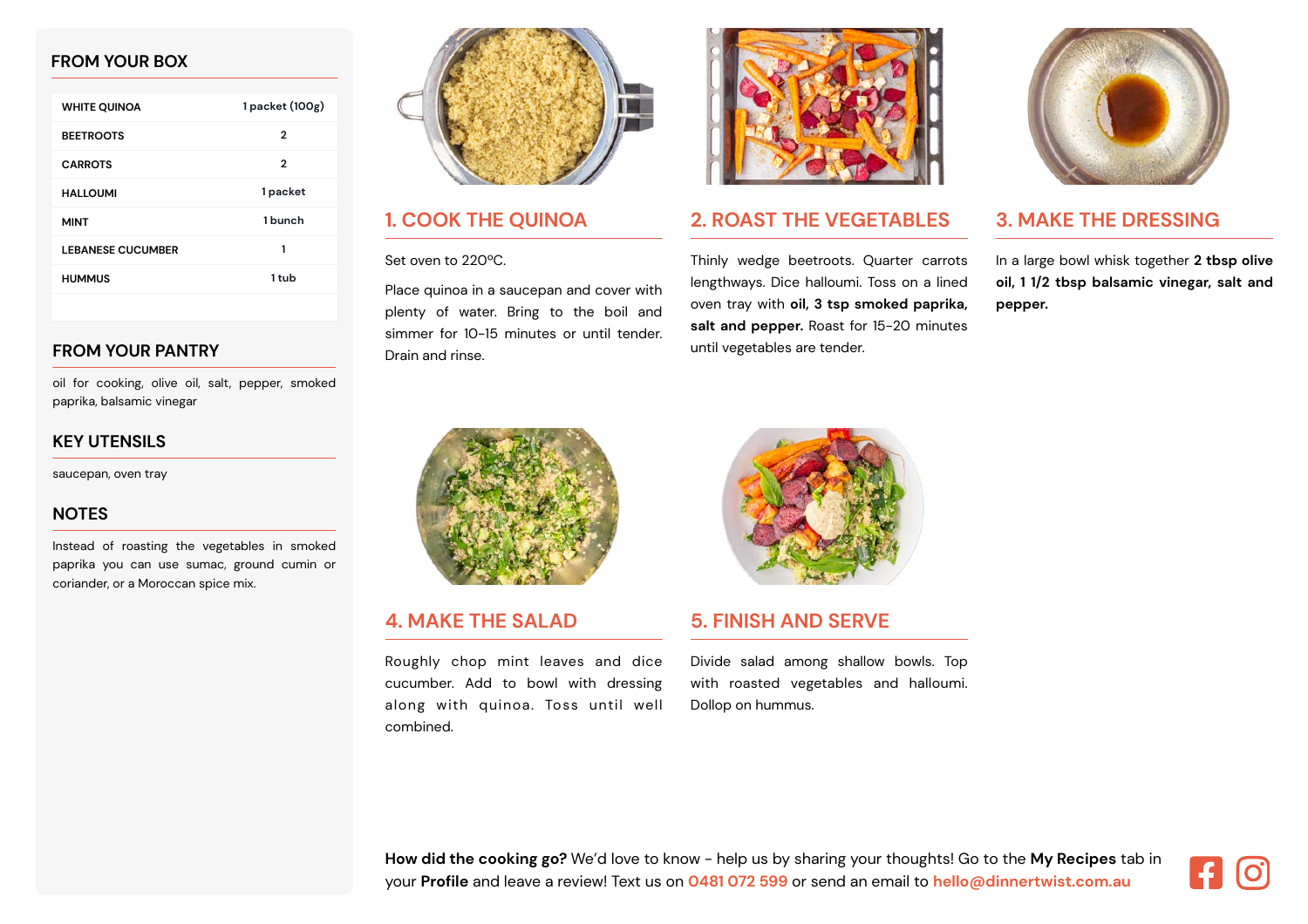## FROM YOUR BOX

| | |
|---|---|
| WHITE QUINOA | 1 packet (100g) |
| BEETROOTS | 2 |
| CARROTS | 2 |
| HALLOUMI | 1 packet |
| MINT | 1 bunch |
| LEBANESE CUCUMBER | 1 |
| HUMMUS | 1 tub |

## FROM YOUR PANTRY

oil for cooking, olive oil, salt, pepper, smoked paprika, balsamic vinegar

## KEY UTENSILS

saucepan, oven tray

## NOTES

Instead of roasting the vegetables in smoked paprika you can use sumac, ground cumin or coriander, or a Moroccan spice mix.

## 1. COOK THE QUINOA

Set oven to 220°C.

Place quinoa in a saucepan and cover with plenty of water. Bring to the boil and simmer for 10-15 minutes or until tender. Drain and rinse.

## 2. ROAST THE VEGETABLES

Thinly wedge beetroots. Quarter carrots lengthways. Dice halloumi. Toss on a lined oven tray with **oil, 3 tsp smoked paprika, salt and pepper.** Roast for 15-20 minutes until vegetables are tender.

## 3. MAKE THE DRESSING

In a large bowl whisk together **2 tbsp olive oil, 1 1/2 tbsp balsamic vinegar, salt and pepper.**

## 4. MAKE THE SALAD

Roughly chop mint leaves and dice cucumber. Add to bowl with dressing along with quinoa. Toss until well combined.

## 5. FINISH AND SERVE

Divide salad among shallow bowls. Top with roasted vegetables and halloumi. Dollop on hummus.

**How did the cooking go?** We'd love to know - help us by sharing your thoughts! Go to the **My Recipes** tab in your **Profile** and leave a review! Text us on 0481 072 599 or send an email to hello@dinnertwist.com.au